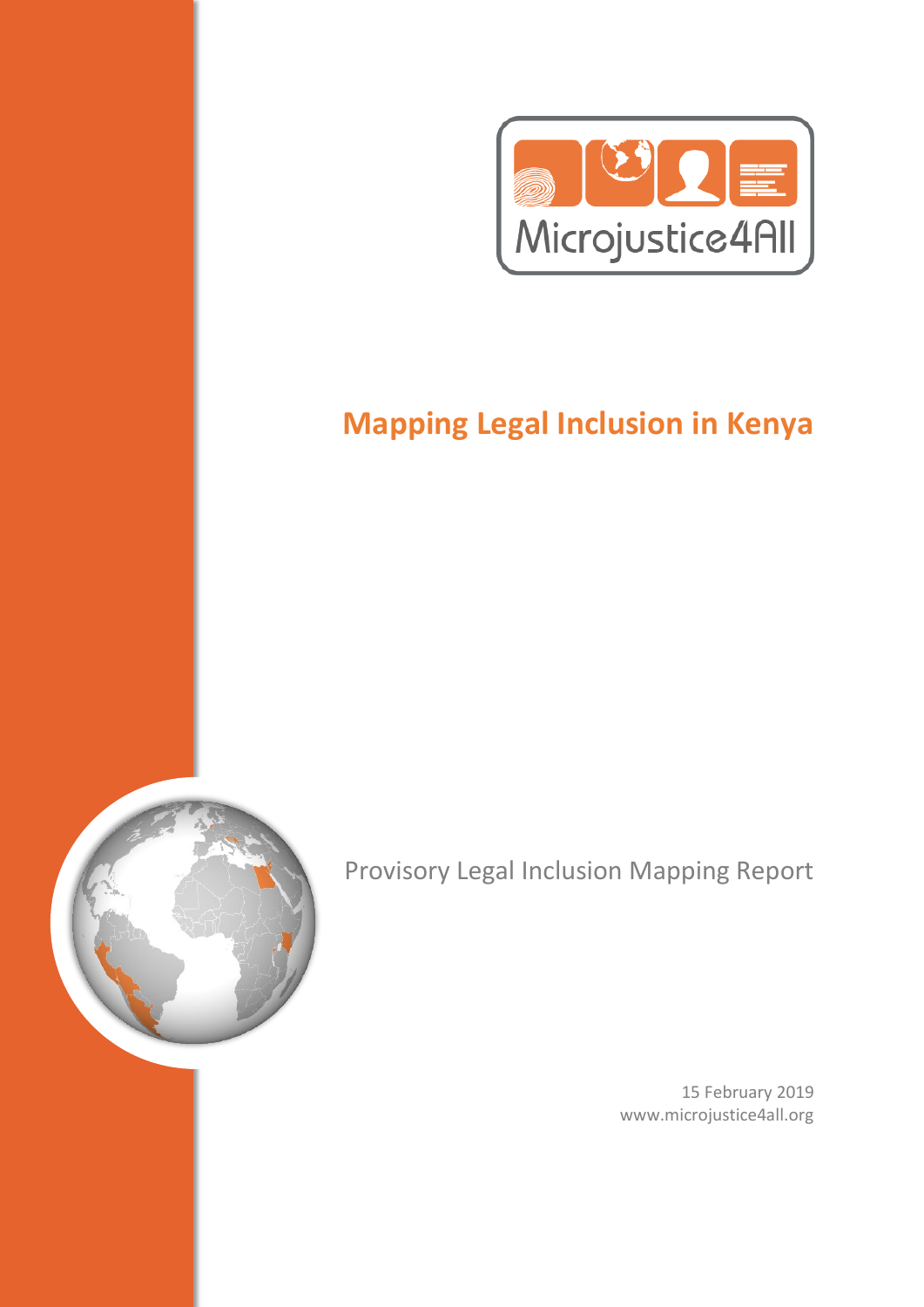Microjustice4All

# Mapping Legal Inclusion in Kenya

Provisory Legal Inclusion Mapping Report

15 February 2019
www.microjustice4all.org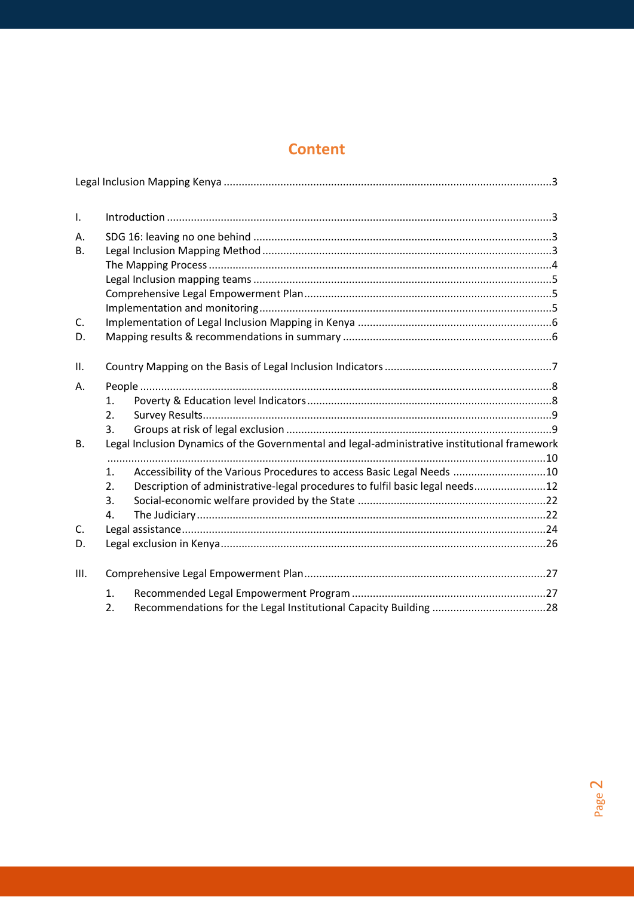# Content

Legal Inclusion Mapping Kenya ....................................................................................................................3

I. Introduction ....................................................................................................................3

A. SDG 16: leaving no one behind ....................................................................................................3

B. Legal Inclusion Mapping Method ....................................................................................................3

The Mapping Process ....................................................................................................4

Legal Inclusion mapping teams ....................................................................................................5

Comprehensive Legal Empowerment Plan ....................................................................................................5

Implementation and monitoring ....................................................................................................5

C. Implementation of Legal Inclusion Mapping in Kenya ....................................................................................................6

D. Mapping results & recommendations in summary ....................................................................................................6

II. Country Mapping on the Basis of Legal Inclusion Indicators ....................................................................................................7

A. People ....................................................................................................8

1. Poverty & Education level Indicators ....................................................................................................8
2. Survey Results ....................................................................................................9
3. Groups at risk of legal exclusion ....................................................................................................9

B. Legal Inclusion Dynamics of the Governmental and legal-administrative institutional framework ....................................................................................................10

1. Accessibility of the Various Procedures to access Basic Legal Needs ....................................................................................................10
2. Description of administrative-legal procedures to fulfil basic legal needs ....................................................................................................12
3. Social-economic welfare provided by the State ....................................................................................................22
4. The Judiciary ....................................................................................................22

C. Legal assistance ....................................................................................................24

D. Legal exclusion in Kenya ....................................................................................................26

III. Comprehensive Legal Empowerment Plan ....................................................................................................27

1. Recommended Legal Empowerment Program ....................................................................................................27
2. Recommendations for the Legal Institutional Capacity Building ....................................................................................................28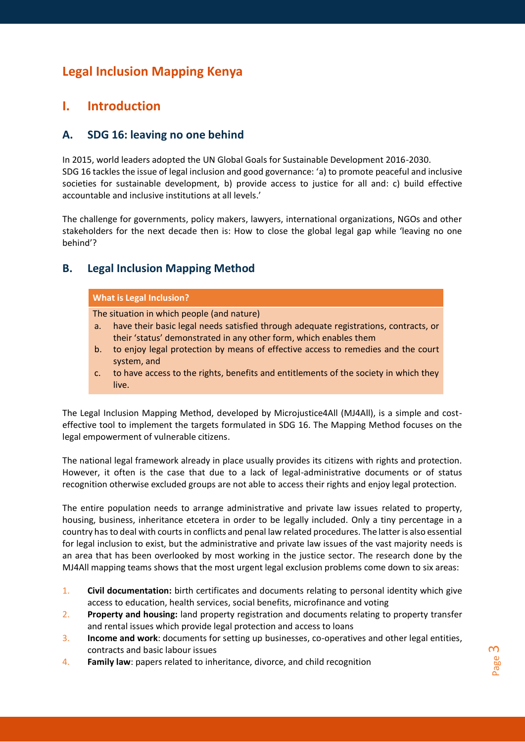# Legal Inclusion Mapping Kenya

## I. Introduction

### A. SDG 16: leaving no one behind

In 2015, world leaders adopted the UN Global Goals for Sustainable Development 2016-2030. SDG 16 tackles the issue of legal inclusion and good governance: 'a) to promote peaceful and inclusive societies for sustainable development, b) provide access to justice for all and: c) build effective accountable and inclusive institutions at all levels.'

The challenge for governments, policy makers, lawyers, international organizations, NGOs and other stakeholders for the next decade then is: How to close the global legal gap while 'leaving no one behind'?

### B. Legal Inclusion Mapping Method

**What is Legal Inclusion?**

The situation in which people (and nature)

a. have their basic legal needs satisfied through adequate registrations, contracts, or their 'status' demonstrated in any other form, which enables them
b. to enjoy legal protection by means of effective access to remedies and the court system, and
c. to have access to the rights, benefits and entitlements of the society in which they live.

The Legal Inclusion Mapping Method, developed by Microjustice4All (MJ4All), is a simple and cost-effective tool to implement the targets formulated in SDG 16. The Mapping Method focuses on the legal empowerment of vulnerable citizens.

The national legal framework already in place usually provides its citizens with rights and protection. However, it often is the case that due to a lack of legal-administrative documents or of status recognition otherwise excluded groups are not able to access their rights and enjoy legal protection.

The entire population needs to arrange administrative and private law issues related to property, housing, business, inheritance etcetera in order to be legally included. Only a tiny percentage in a country has to deal with courts in conflicts and penal law related procedures. The latter is also essential for legal inclusion to exist, but the administrative and private law issues of the vast majority needs is an area that has been overlooked by most working in the justice sector. The research done by the MJ4All mapping teams shows that the most urgent legal exclusion problems come down to six areas:

1. **Civil documentation:** birth certificates and documents relating to personal identity which give access to education, health services, social benefits, microfinance and voting
2. **Property and housing:** land property registration and documents relating to property transfer and rental issues which provide legal protection and access to loans
3. **Income and work**: documents for setting up businesses, co-operatives and other legal entities, contracts and basic labour issues
4. **Family law**: papers related to inheritance, divorce, and child recognition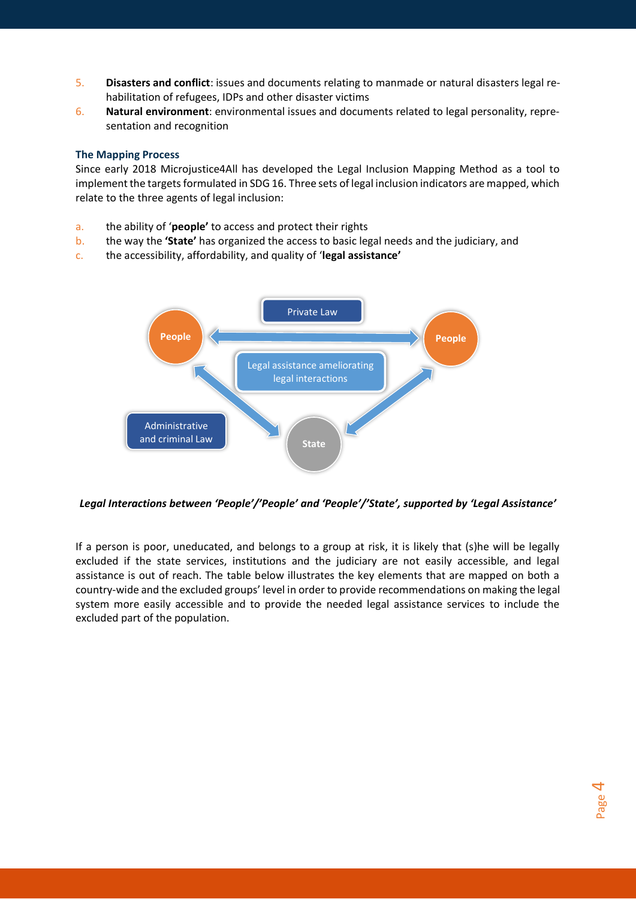5. **Disasters and conflict**: issues and documents relating to manmade or natural disasters legal re-habilitation of refugees, IDPs and other disaster victims
6. **Natural environment**: environmental issues and documents related to legal personality, repre-sentation and recognition

### The Mapping Process

Since early 2018 Microjustice4All has developed the Legal Inclusion Mapping Method as a tool to implement the targets formulated in SDG 16. Three sets of legal inclusion indicators are mapped, which relate to the three agents of legal inclusion:

a. the ability of '**people'** to access and protect their rights
b. the way the **'State'** has organized the access to basic legal needs and the judiciary, and
c. the accessibility, affordability, and quality of '**legal assistance'**

Private Law

People

People

Legal assistance ameliorating legal interactions

Administrative and criminal Law

State

***Legal Interactions between 'People'/'People' and 'People'/'State', supported by 'Legal Assistance'***

If a person is poor, uneducated, and belongs to a group at risk, it is likely that (s)he will be legally excluded if the state services, institutions and the judiciary are not easily accessible, and legal assistance is out of reach. The table below illustrates the key elements that are mapped on both a country-wide and the excluded groups' level in order to provide recommendations on making the legal system more easily accessible and to provide the needed legal assistance services to include the excluded part of the population.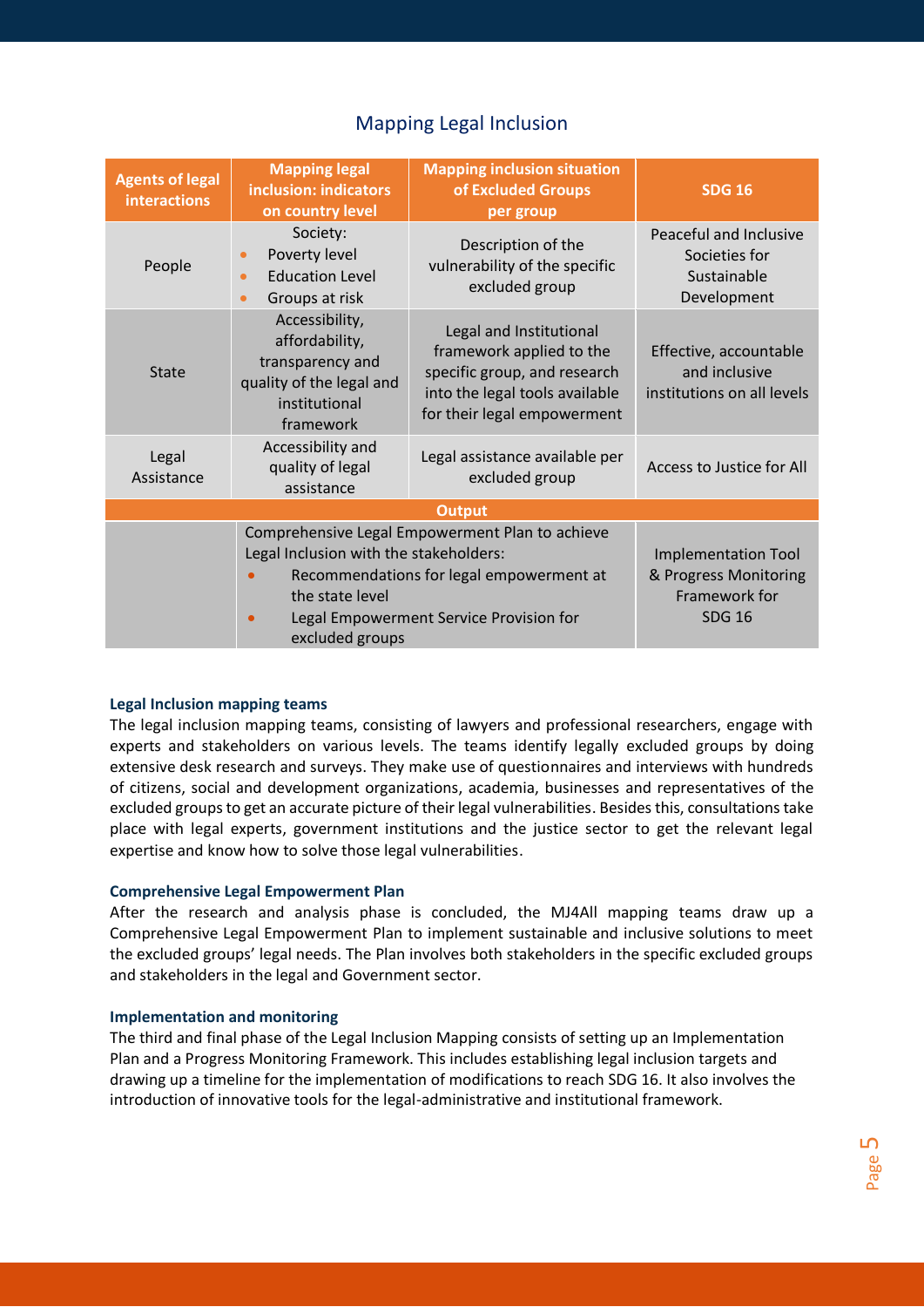## Mapping Legal Inclusion

| Agents of legal interactions | Mapping legal inclusion: indicators on country level | Mapping inclusion situation of Excluded Groups per group | SDG 16 |
|---|---|---|---|
| People | Society:<br>• Poverty level<br>• Education Level<br>• Groups at risk | Description of the vulnerability of the specific excluded group | Peaceful and Inclusive Societies for Sustainable Development |
| State | Accessibility, affordability, transparency and quality of the legal and institutional framework | Legal and Institutional framework applied to the specific group, and research into the legal tools available for their legal empowerment | Effective, accountable and inclusive institutions on all levels |
| Legal Assistance | Accessibility and quality of legal assistance | Legal assistance available per excluded group | Access to Justice for All |
| **Output** | | | |
| | Comprehensive Legal Empowerment Plan to achieve Legal Inclusion with the stakeholders:<br>• Recommendations for legal empowerment at the state level<br>• Legal Empowerment Service Provision for excluded groups | | Implementation Tool & Progress Monitoring Framework for SDG 16 |

### Legal Inclusion mapping teams

The legal inclusion mapping teams, consisting of lawyers and professional researchers, engage with experts and stakeholders on various levels. The teams identify legally excluded groups by doing extensive desk research and surveys. They make use of questionnaires and interviews with hundreds of citizens, social and development organizations, academia, businesses and representatives of the excluded groups to get an accurate picture of their legal vulnerabilities. Besides this, consultations take place with legal experts, government institutions and the justice sector to get the relevant legal expertise and know how to solve those legal vulnerabilities.

### Comprehensive Legal Empowerment Plan

After the research and analysis phase is concluded, the MJ4All mapping teams draw up a Comprehensive Legal Empowerment Plan to implement sustainable and inclusive solutions to meet the excluded groups' legal needs. The Plan involves both stakeholders in the specific excluded groups and stakeholders in the legal and Government sector.

### Implementation and monitoring

The third and final phase of the Legal Inclusion Mapping consists of setting up an Implementation Plan and a Progress Monitoring Framework. This includes establishing legal inclusion targets and drawing up a timeline for the implementation of modifications to reach SDG 16. It also involves the introduction of innovative tools for the legal-administrative and institutional framework.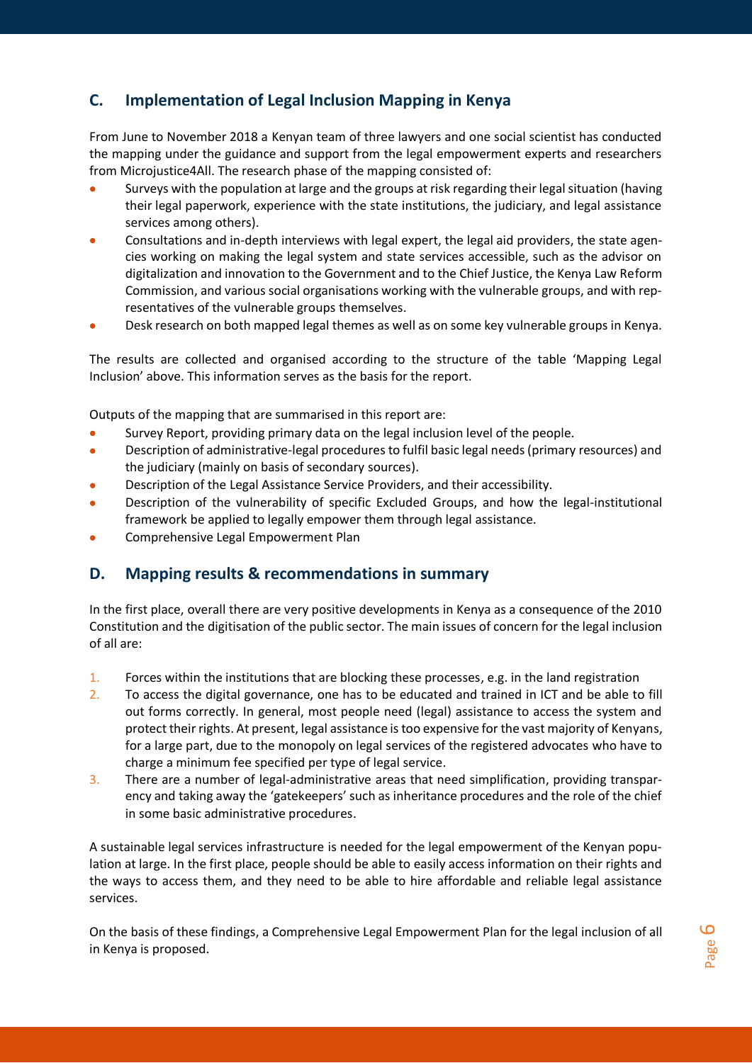## C. Implementation of Legal Inclusion Mapping in Kenya

From June to November 2018 a Kenyan team of three lawyers and one social scientist has conducted the mapping under the guidance and support from the legal empowerment experts and researchers from Microjustice4All. The research phase of the mapping consisted of:

- Surveys with the population at large and the groups at risk regarding their legal situation (having their legal paperwork, experience with the state institutions, the judiciary, and legal assistance services among others).
- Consultations and in-depth interviews with legal expert, the legal aid providers, the state agencies working on making the legal system and state services accessible, such as the advisor on digitalization and innovation to the Government and to the Chief Justice, the Kenya Law Reform Commission, and various social organisations working with the vulnerable groups, and with representatives of the vulnerable groups themselves.
- Desk research on both mapped legal themes as well as on some key vulnerable groups in Kenya.

The results are collected and organised according to the structure of the table 'Mapping Legal Inclusion' above. This information serves as the basis for the report.

Outputs of the mapping that are summarised in this report are:

- Survey Report, providing primary data on the legal inclusion level of the people.
- Description of administrative-legal procedures to fulfil basic legal needs (primary resources) and the judiciary (mainly on basis of secondary sources).
- Description of the Legal Assistance Service Providers, and their accessibility.
- Description of the vulnerability of specific Excluded Groups, and how the legal-institutional framework be applied to legally empower them through legal assistance.
- Comprehensive Legal Empowerment Plan

## D. Mapping results & recommendations in summary

In the first place, overall there are very positive developments in Kenya as a consequence of the 2010 Constitution and the digitisation of the public sector. The main issues of concern for the legal inclusion of all are:

1. Forces within the institutions that are blocking these processes, e.g. in the land registration
2. To access the digital governance, one has to be educated and trained in ICT and be able to fill out forms correctly. In general, most people need (legal) assistance to access the system and protect their rights. At present, legal assistance is too expensive for the vast majority of Kenyans, for a large part, due to the monopoly on legal services of the registered advocates who have to charge a minimum fee specified per type of legal service.
3. There are a number of legal-administrative areas that need simplification, providing transparency and taking away the 'gatekeepers' such as inheritance procedures and the role of the chief in some basic administrative procedures.

A sustainable legal services infrastructure is needed for the legal empowerment of the Kenyan population at large. In the first place, people should be able to easily access information on their rights and the ways to access them, and they need to be able to hire affordable and reliable legal assistance services.

On the basis of these findings, a Comprehensive Legal Empowerment Plan for the legal inclusion of all in Kenya is proposed.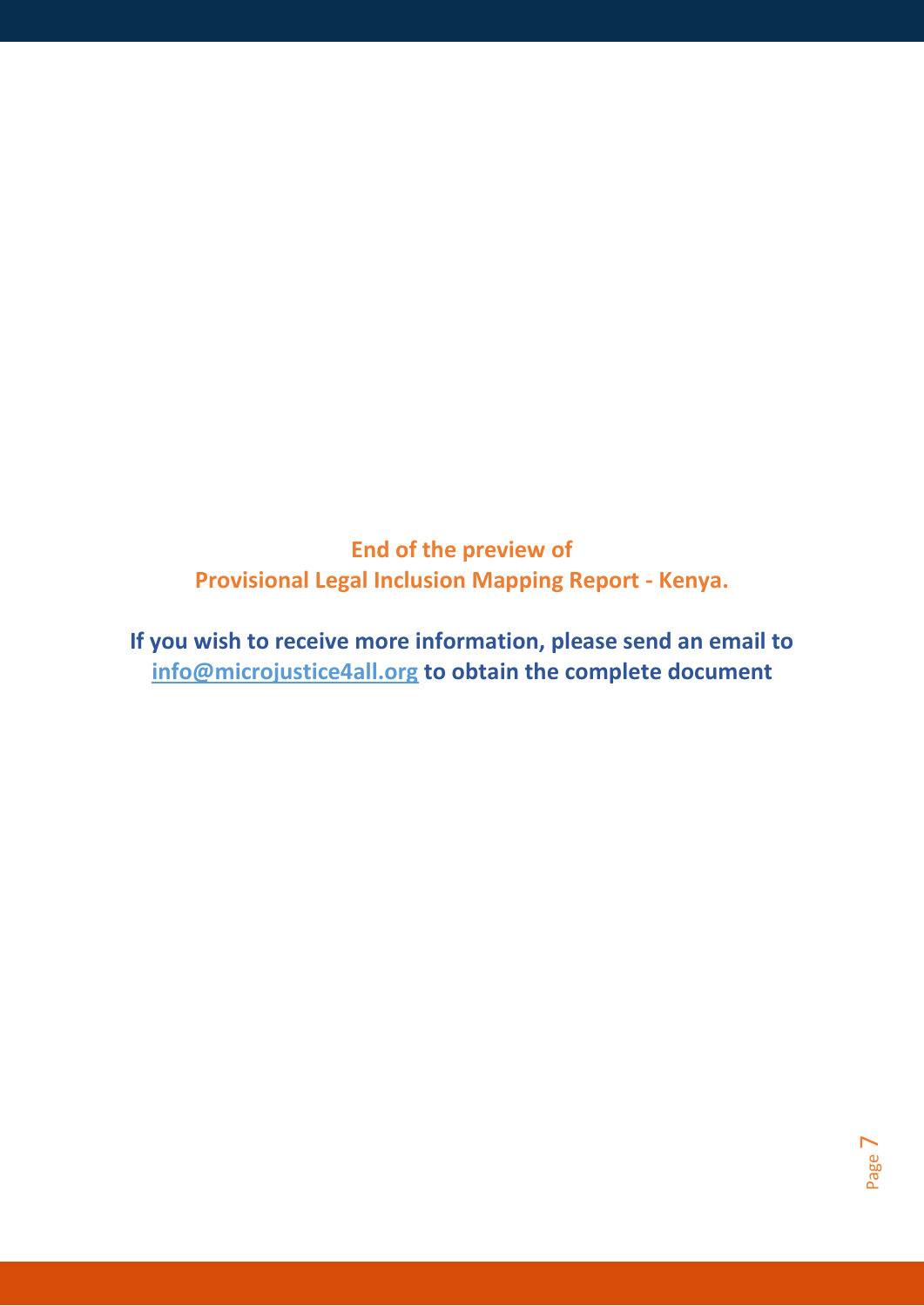**End of the preview of**
**Provisional Legal Inclusion Mapping Report - Kenya.**

**If you wish to receive more information, please send an email to info@microjustice4all.org to obtain the complete document**